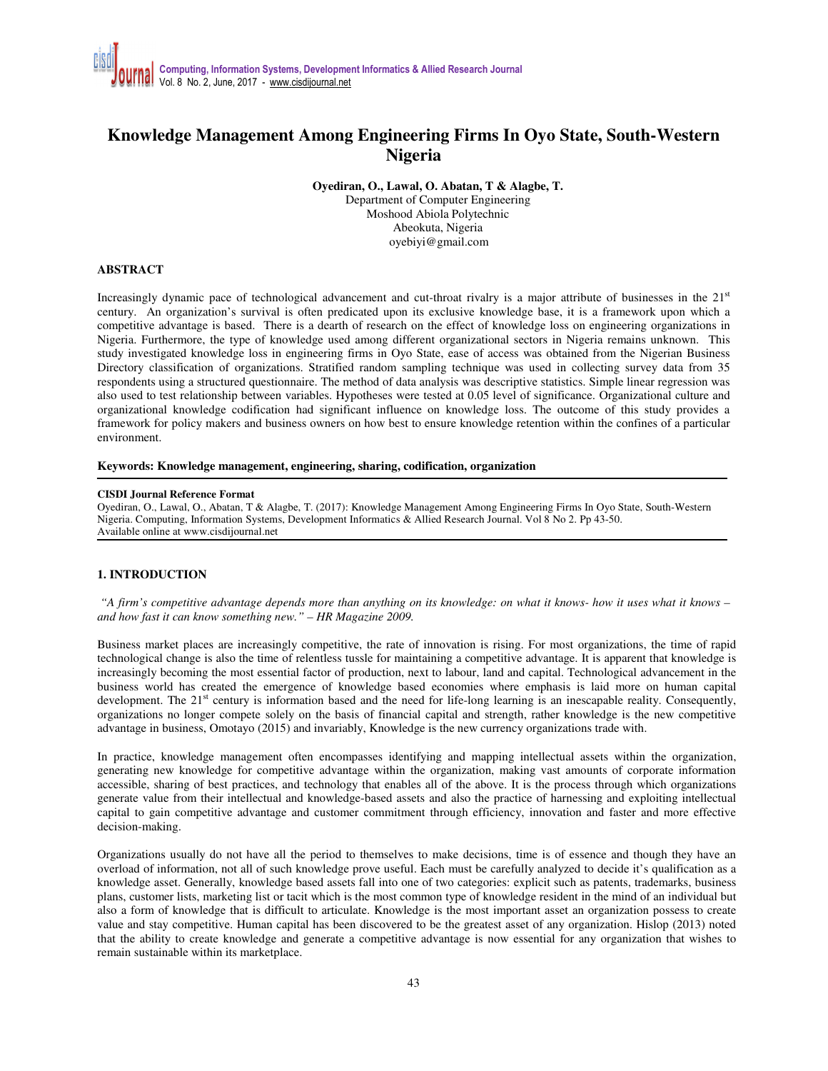# Knowledge Management Among Engineering Firms In Oyo State, South-Western Nigeria

**Oyediran, O., Lawal, O. Abatan, T & Alagbe, T.**
Department of Computer Engineering
Moshood Abiola Polytechnic
Abeokuta, Nigeria
oyebiyi@gmail.com

## ABSTRACT

Increasingly dynamic pace of technological advancement and cut-throat rivalry is a major attribute of businesses in the 21st century. An organization's survival is often predicated upon its exclusive knowledge base, it is a framework upon which a competitive advantage is based. There is a dearth of research on the effect of knowledge loss on engineering organizations in Nigeria. Furthermore, the type of knowledge used among different organizational sectors in Nigeria remains unknown. This study investigated knowledge loss in engineering firms in Oyo State, ease of access was obtained from the Nigerian Business Directory classification of organizations. Stratified random sampling technique was used in collecting survey data from 35 respondents using a structured questionnaire. The method of data analysis was descriptive statistics. Simple linear regression was also used to test relationship between variables. Hypotheses were tested at 0.05 level of significance. Organizational culture and organizational knowledge codification had significant influence on knowledge loss. The outcome of this study provides a framework for policy makers and business owners on how best to ensure knowledge retention within the confines of a particular environment.

**Keywords: Knowledge management, engineering, sharing, codification, organization**

---

**CISDI Journal Reference Format**
Oyediran, O., Lawal, O., Abatan, T & Alagbe, T. (2017): Knowledge Management Among Engineering Firms In Oyo State, South-Western Nigeria. Computing, Information Systems, Development Informatics & Allied Research Journal. Vol 8 No 2. Pp 43-50.
Available online at www.cisdijournal.net

---

## 1. INTRODUCTION

*"A firm's competitive advantage depends more than anything on its knowledge: on what it knows- how it uses what it knows – and how fast it can know something new." – HR Magazine 2009.*

Business market places are increasingly competitive, the rate of innovation is rising. For most organizations, the time of rapid technological change is also the time of relentless tussle for maintaining a competitive advantage. It is apparent that knowledge is increasingly becoming the most essential factor of production, next to labour, land and capital. Technological advancement in the business world has created the emergence of knowledge based economies where emphasis is laid more on human capital development. The 21st century is information based and the need for life-long learning is an inescapable reality. Consequently, organizations no longer compete solely on the basis of financial capital and strength, rather knowledge is the new competitive advantage in business, Omotayo (2015) and invariably, Knowledge is the new currency organizations trade with.

In practice, knowledge management often encompasses identifying and mapping intellectual assets within the organization, generating new knowledge for competitive advantage within the organization, making vast amounts of corporate information accessible, sharing of best practices, and technology that enables all of the above. It is the process through which organizations generate value from their intellectual and knowledge-based assets and also the practice of harnessing and exploiting intellectual capital to gain competitive advantage and customer commitment through efficiency, innovation and faster and more effective decision-making.

Organizations usually do not have all the period to themselves to make decisions, time is of essence and though they have an overload of information, not all of such knowledge prove useful. Each must be carefully analyzed to decide it's qualification as a knowledge asset. Generally, knowledge based assets fall into one of two categories: explicit such as patents, trademarks, business plans, customer lists, marketing list or tacit which is the most common type of knowledge resident in the mind of an individual but also a form of knowledge that is difficult to articulate. Knowledge is the most important asset an organization possess to create value and stay competitive. Human capital has been discovered to be the greatest asset of any organization. Hislop (2013) noted that the ability to create knowledge and generate a competitive advantage is now essential for any organization that wishes to remain sustainable within its marketplace.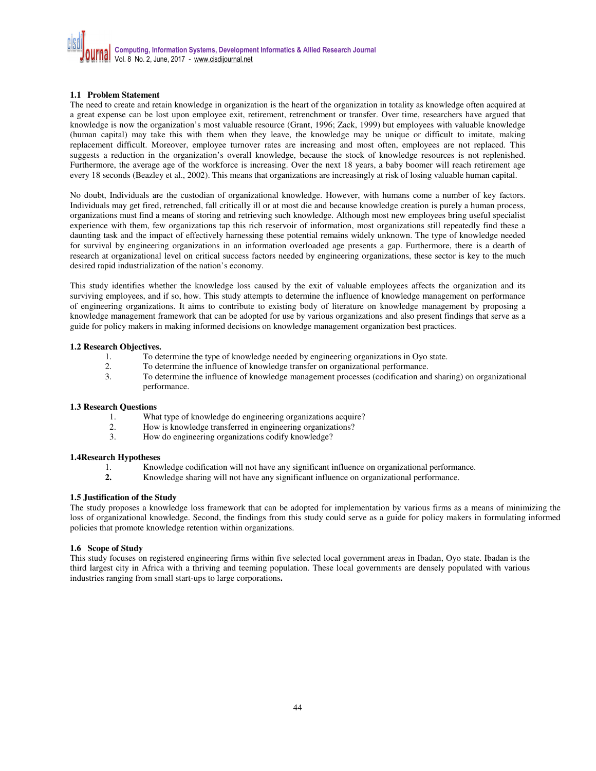### 1.1 Problem Statement

The need to create and retain knowledge in organization is the heart of the organization in totality as knowledge often acquired at a great expense can be lost upon employee exit, retirement, retrenchment or transfer. Over time, researchers have argued that knowledge is now the organization's most valuable resource (Grant, 1996; Zack, 1999) but employees with valuable knowledge (human capital) may take this with them when they leave, the knowledge may be unique or difficult to imitate, making replacement difficult. Moreover, employee turnover rates are increasing and most often, employees are not replaced. This suggests a reduction in the organization's overall knowledge, because the stock of knowledge resources is not replenished. Furthermore, the average age of the workforce is increasing. Over the next 18 years, a baby boomer will reach retirement age every 18 seconds (Beazley et al., 2002). This means that organizations are increasingly at risk of losing valuable human capital.

No doubt, Individuals are the custodian of organizational knowledge. However, with humans come a number of key factors. Individuals may get fired, retrenched, fall critically ill or at most die and because knowledge creation is purely a human process, organizations must find a means of storing and retrieving such knowledge. Although most new employees bring useful specialist experience with them, few organizations tap this rich reservoir of information, most organizations still repeatedly find these a daunting task and the impact of effectively harnessing these potential remains widely unknown. The type of knowledge needed for survival by engineering organizations in an information overloaded age presents a gap. Furthermore, there is a dearth of research at organizational level on critical success factors needed by engineering organizations, these sector is key to the much desired rapid industrialization of the nation's economy.

This study identifies whether the knowledge loss caused by the exit of valuable employees affects the organization and its surviving employees, and if so, how. This study attempts to determine the influence of knowledge management on performance of engineering organizations. It aims to contribute to existing body of literature on knowledge management by proposing a knowledge management framework that can be adopted for use by various organizations and also present findings that serve as a guide for policy makers in making informed decisions on knowledge management organization best practices.

### 1.2 Research Objectives.

1. To determine the type of knowledge needed by engineering organizations in Oyo state.
2. To determine the influence of knowledge transfer on organizational performance.
3. To determine the influence of knowledge management processes (codification and sharing) on organizational performance.

### 1.3 Research Questions

1. What type of knowledge do engineering organizations acquire?
2. How is knowledge transferred in engineering organizations?
3. How do engineering organizations codify knowledge?

### 1.4Research Hypotheses

1. Knowledge codification will not have any significant influence on organizational performance.
2. Knowledge sharing will not have any significant influence on organizational performance.

### 1.5 Justification of the Study

The study proposes a knowledge loss framework that can be adopted for implementation by various firms as a means of minimizing the loss of organizational knowledge. Second, the findings from this study could serve as a guide for policy makers in formulating informed policies that promote knowledge retention within organizations.

### 1.6 Scope of Study

This study focuses on registered engineering firms within five selected local government areas in Ibadan, Oyo state. Ibadan is the third largest city in Africa with a thriving and teeming population. These local governments are densely populated with various industries ranging from small start-ups to large corporations**.**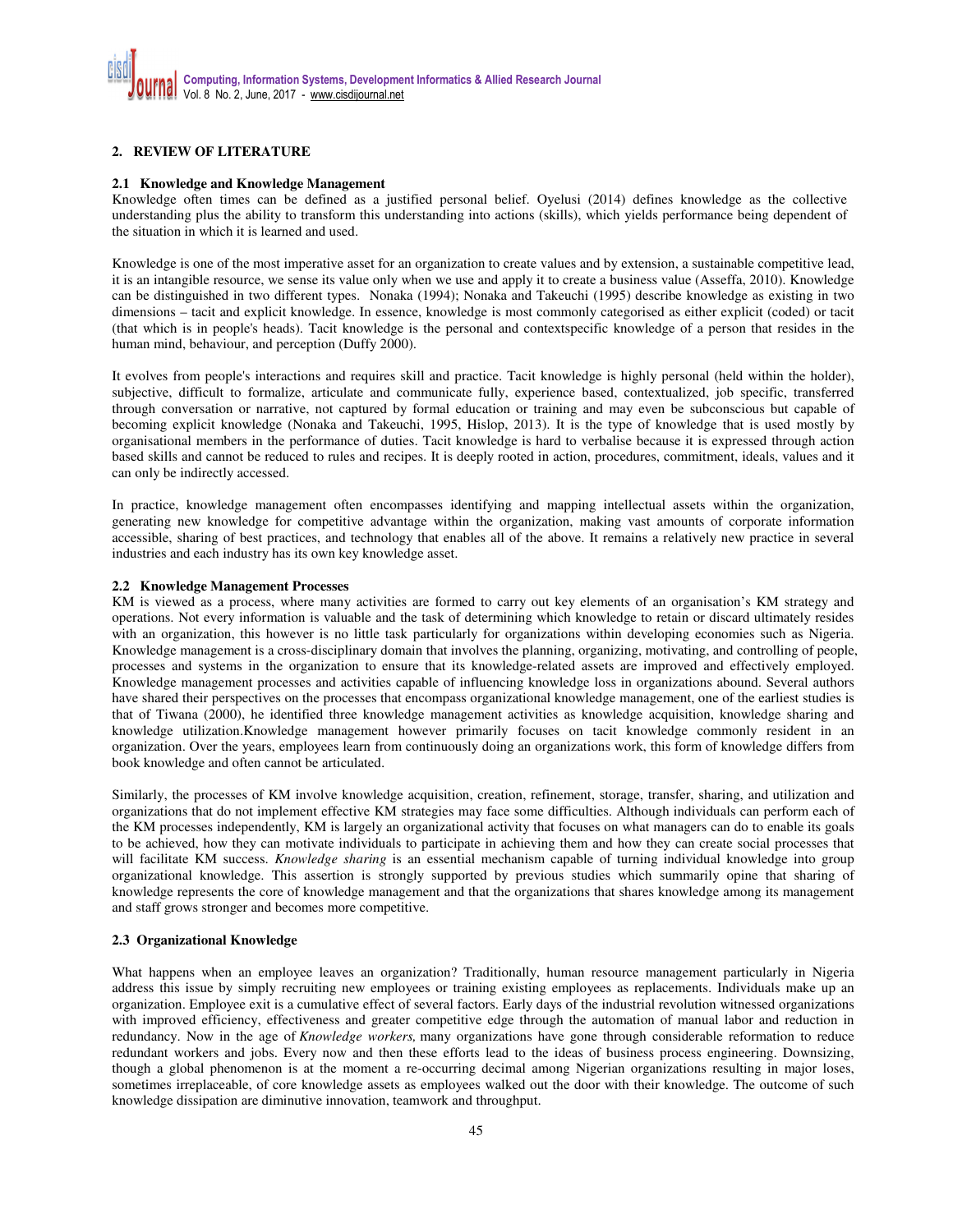## 2. REVIEW OF LITERATURE

### 2.1 Knowledge and Knowledge Management

Knowledge often times can be defined as a justified personal belief. Oyelusi (2014) defines knowledge as the collective understanding plus the ability to transform this understanding into actions (skills), which yields performance being dependent of the situation in which it is learned and used.

Knowledge is one of the most imperative asset for an organization to create values and by extension, a sustainable competitive lead, it is an intangible resource, we sense its value only when we use and apply it to create a business value (Asseffa, 2010). Knowledge can be distinguished in two different types. Nonaka (1994); Nonaka and Takeuchi (1995) describe knowledge as existing in two dimensions – tacit and explicit knowledge. In essence, knowledge is most commonly categorised as either explicit (coded) or tacit (that which is in people's heads). Tacit knowledge is the personal and contextspecific knowledge of a person that resides in the human mind, behaviour, and perception (Duffy 2000).

It evolves from people's interactions and requires skill and practice. Tacit knowledge is highly personal (held within the holder), subjective, difficult to formalize, articulate and communicate fully, experience based, contextualized, job specific, transferred through conversation or narrative, not captured by formal education or training and may even be subconscious but capable of becoming explicit knowledge (Nonaka and Takeuchi, 1995, Hislop, 2013). It is the type of knowledge that is used mostly by organisational members in the performance of duties. Tacit knowledge is hard to verbalise because it is expressed through action based skills and cannot be reduced to rules and recipes. It is deeply rooted in action, procedures, commitment, ideals, values and it can only be indirectly accessed.

In practice, knowledge management often encompasses identifying and mapping intellectual assets within the organization, generating new knowledge for competitive advantage within the organization, making vast amounts of corporate information accessible, sharing of best practices, and technology that enables all of the above. It remains a relatively new practice in several industries and each industry has its own key knowledge asset.

### 2.2 Knowledge Management Processes

KM is viewed as a process, where many activities are formed to carry out key elements of an organisation's KM strategy and operations. Not every information is valuable and the task of determining which knowledge to retain or discard ultimately resides with an organization, this however is no little task particularly for organizations within developing economies such as Nigeria. Knowledge management is a cross-disciplinary domain that involves the planning, organizing, motivating, and controlling of people, processes and systems in the organization to ensure that its knowledge-related assets are improved and effectively employed. Knowledge management processes and activities capable of influencing knowledge loss in organizations abound. Several authors have shared their perspectives on the processes that encompass organizational knowledge management, one of the earliest studies is that of Tiwana (2000), he identified three knowledge management activities as knowledge acquisition, knowledge sharing and knowledge utilization.Knowledge management however primarily focuses on tacit knowledge commonly resident in an organization. Over the years, employees learn from continuously doing an organizations work, this form of knowledge differs from book knowledge and often cannot be articulated.

Similarly, the processes of KM involve knowledge acquisition, creation, refinement, storage, transfer, sharing, and utilization and organizations that do not implement effective KM strategies may face some difficulties. Although individuals can perform each of the KM processes independently, KM is largely an organizational activity that focuses on what managers can do to enable its goals to be achieved, how they can motivate individuals to participate in achieving them and how they can create social processes that will facilitate KM success. *Knowledge sharing* is an essential mechanism capable of turning individual knowledge into group organizational knowledge. This assertion is strongly supported by previous studies which summarily opine that sharing of knowledge represents the core of knowledge management and that the organizations that shares knowledge among its management and staff grows stronger and becomes more competitive.

### 2.3 Organizational Knowledge

What happens when an employee leaves an organization? Traditionally, human resource management particularly in Nigeria address this issue by simply recruiting new employees or training existing employees as replacements. Individuals make up an organization. Employee exit is a cumulative effect of several factors. Early days of the industrial revolution witnessed organizations with improved efficiency, effectiveness and greater competitive edge through the automation of manual labor and reduction in redundancy. Now in the age of *Knowledge workers,* many organizations have gone through considerable reformation to reduce redundant workers and jobs. Every now and then these efforts lead to the ideas of business process engineering. Downsizing, though a global phenomenon is at the moment a re-occurring decimal among Nigerian organizations resulting in major loses, sometimes irreplaceable, of core knowledge assets as employees walked out the door with their knowledge. The outcome of such knowledge dissipation are diminutive innovation, teamwork and throughput.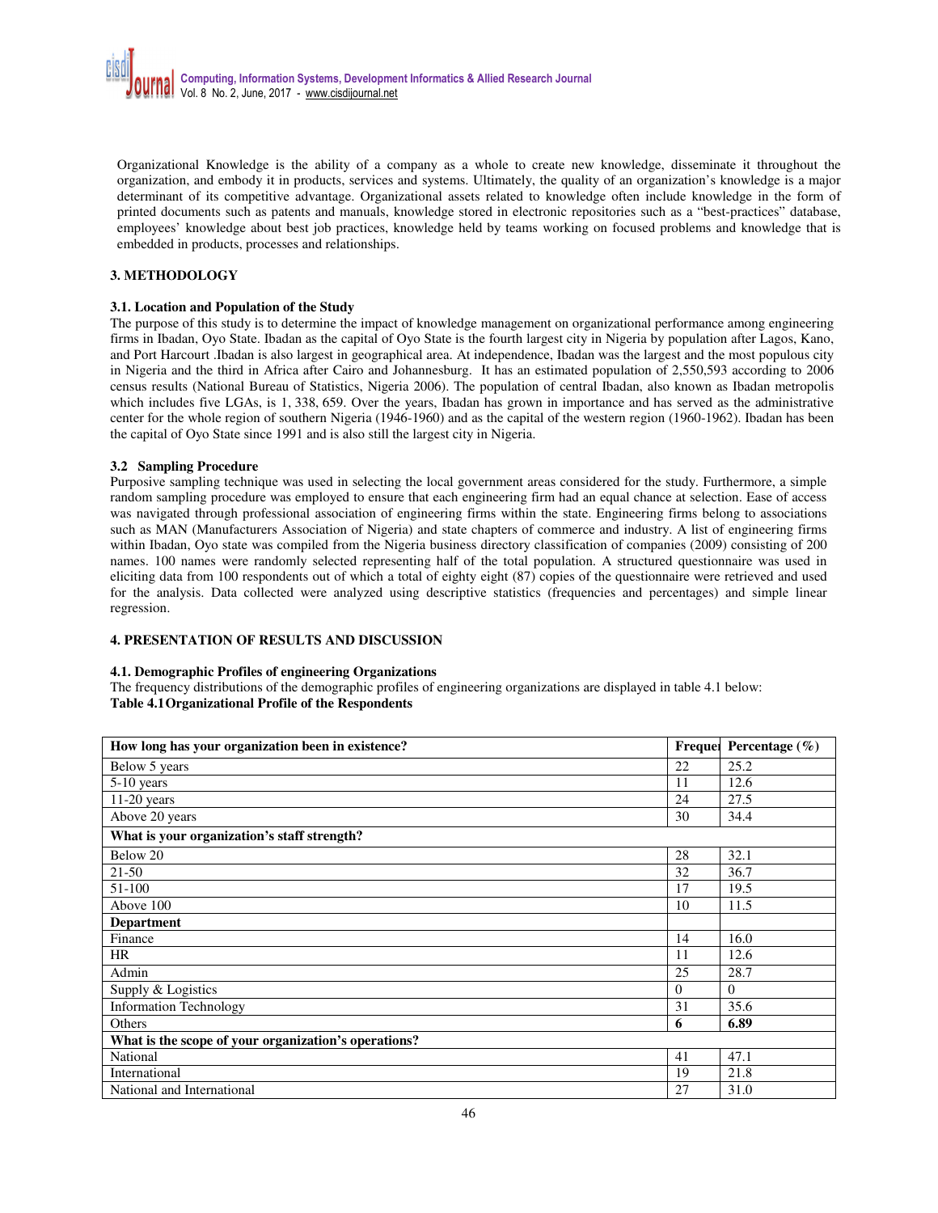Organizational Knowledge is the ability of a company as a whole to create new knowledge, disseminate it throughout the organization, and embody it in products, services and systems. Ultimately, the quality of an organization's knowledge is a major determinant of its competitive advantage. Organizational assets related to knowledge often include knowledge in the form of printed documents such as patents and manuals, knowledge stored in electronic repositories such as a "best-practices" database, employees' knowledge about best job practices, knowledge held by teams working on focused problems and knowledge that is embedded in products, processes and relationships.

## 3. METHODOLOGY

### 3.1. Location and Population of the Study

The purpose of this study is to determine the impact of knowledge management on organizational performance among engineering firms in Ibadan, Oyo State. Ibadan as the capital of Oyo State is the fourth largest city in Nigeria by population after Lagos, Kano, and Port Harcourt .Ibadan is also largest in geographical area. At independence, Ibadan was the largest and the most populous city in Nigeria and the third in Africa after Cairo and Johannesburg. It has an estimated population of 2,550,593 according to 2006 census results (National Bureau of Statistics, Nigeria 2006). The population of central Ibadan, also known as Ibadan metropolis which includes five LGAs, is 1, 338, 659. Over the years, Ibadan has grown in importance and has served as the administrative center for the whole region of southern Nigeria (1946-1960) and as the capital of the western region (1960-1962). Ibadan has been the capital of Oyo State since 1991 and is also still the largest city in Nigeria.

### 3.2 Sampling Procedure

Purposive sampling technique was used in selecting the local government areas considered for the study. Furthermore, a simple random sampling procedure was employed to ensure that each engineering firm had an equal chance at selection. Ease of access was navigated through professional association of engineering firms within the state. Engineering firms belong to associations such as MAN (Manufacturers Association of Nigeria) and state chapters of commerce and industry. A list of engineering firms within Ibadan, Oyo state was compiled from the Nigeria business directory classification of companies (2009) consisting of 200 names. 100 names were randomly selected representing half of the total population. A structured questionnaire was used in eliciting data from 100 respondents out of which a total of eighty eight (87) copies of the questionnaire were retrieved and used for the analysis. Data collected were analyzed using descriptive statistics (frequencies and percentages) and simple linear regression.

## 4. PRESENTATION OF RESULTS AND DISCUSSION

### 4.1. Demographic Profiles of engineering Organizations

The frequency distributions of the demographic profiles of engineering organizations are displayed in table 4.1 below:

**Table 4.1 Organizational Profile of the Respondents**

| **How long has your organization been in existence?** | **Freque** | **Percentage (%)** |
|---|---|---|
| Below 5 years | 22 | 25.2 |
| 5-10 years | 11 | 12.6 |
| 11-20 years | 24 | 27.5 |
| Above 20 years | 30 | 34.4 |
| **What is your organization's staff strength?** | | |
| Below 20 | 28 | 32.1 |
| 21-50 | 32 | 36.7 |
| 51-100 | 17 | 19.5 |
| Above 100 | 10 | 11.5 |
| **Department** | | |
| Finance | 14 | 16.0 |
| HR | 11 | 12.6 |
| Admin | 25 | 28.7 |
| Supply & Logistics | 0 | 0 |
| Information Technology | 31 | 35.6 |
| Others | **6** | **6.89** |
| **What is the scope of your organization's operations?** | | |
| National | 41 | 47.1 |
| International | 19 | 21.8 |
| National and International | 27 | 31.0 |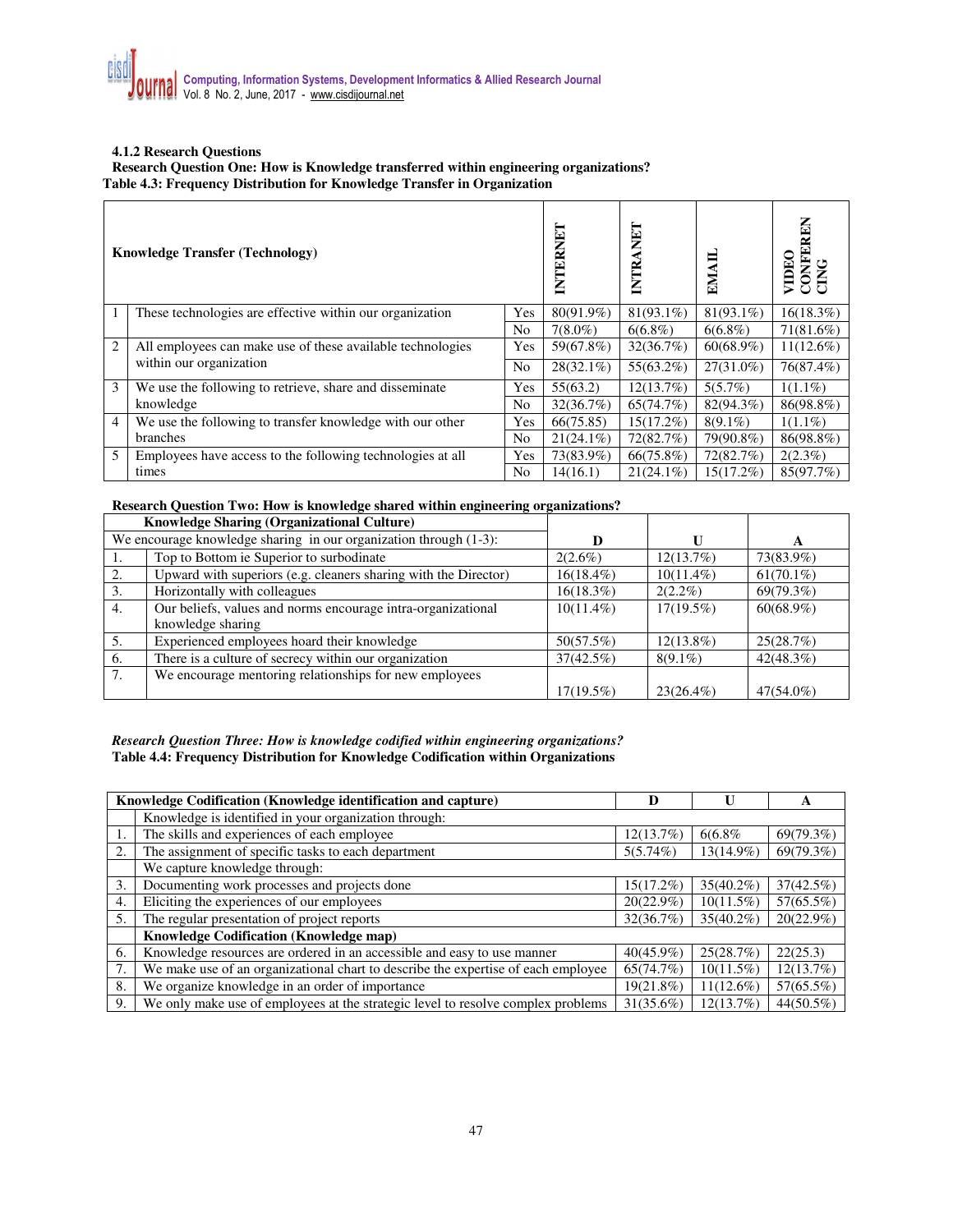#### 4.1.2 Research Questions

**Research Question One: How is Knowledge transferred within engineering organizations?**

**Table 4.3: Frequency Distribution for Knowledge Transfer in Organization**

| | **Knowledge Transfer (Technology)** | | **INTERNET** | **INTRANET** | **EMAIL** | **VIDEO CONFERENCING** |
|---|---|---|---|---|---|---|
| 1 | These technologies are effective within our organization | Yes | 80(91.9%) | 81(93.1%) | 81(93.1%) | 16(18.3%) |
| | | No | 7(8.0%) | 6(6.8%) | 6(6.8%) | 71(81.6%) |
| 2 | All employees can make use of these available technologies within our organization | Yes | 59(67.8%) | 32(36.7%) | 60(68.9%) | 11(12.6%) |
| | | No | 28(32.1%) | 55(63.2%) | 27(31.0%) | 76(87.4%) |
| 3 | We use the following to retrieve, share and disseminate knowledge | Yes | 55(63.2) | 12(13.7%) | 5(5.7%) | 1(1.1%) |
| | | No | 32(36.7%) | 65(74.7%) | 82(94.3%) | 86(98.8%) |
| 4 | We use the following to transfer knowledge with our other branches | Yes | 66(75.85) | 15(17.2%) | 8(9.1%) | 1(1.1%) |
| | | No | 21(24.1%) | 72(82.7%) | 79(90.8%) | 86(98.8%) |
| 5 | Employees have access to the following technologies at all times | Yes | 73(83.9%) | 66(75.8%) | 72(82.7%) | 2(2.3%) |
| | | No | 14(16.1) | 21(24.1%) | 15(17.2%) | 85(97.7%) |

**Research Question Two: How is knowledge shared within engineering organizations?**

| | **Knowledge Sharing (Organizational Culture)** | | | |
|---|---|---|---|---|
| | We encourage knowledge sharing in our organization through (1-3): | **D** | **U** | **A** |
| 1. | Top to Bottom ie Superior to surbodinate | 2(2.6%) | 12(13.7%) | 73(83.9%) |
| 2. | Upward with superiors (e.g. cleaners sharing with the Director) | 16(18.4%) | 10(11.4%) | 61(70.1%) |
| 3. | Horizontally with colleagues | 16(18.3%) | 2(2.2%) | 69(79.3%) |
| 4. | Our beliefs, values and norms encourage intra-organizational knowledge sharing | 10(11.4%) | 17(19.5%) | 60(68.9%) |
| 5. | Experienced employees hoard their knowledge | 50(57.5%) | 12(13.8%) | 25(28.7%) |
| 6. | There is a culture of secrecy within our organization | 37(42.5%) | 8(9.1%) | 42(48.3%) |
| 7. | We encourage mentoring relationships for new employees | 17(19.5%) | 23(26.4%) | 47(54.0%) |

***Research Question Three: How is knowledge codified within engineering organizations?***

**Table 4.4: Frequency Distribution for Knowledge Codification within Organizations**

| | **Knowledge Codification (Knowledge identification and capture)** | **D** | **U** | **A** |
|---|---|---|---|---|
| | Knowledge is identified in your organization through: | | | |
| 1. | The skills and experiences of each employee | 12(13.7%) | 6(6.8% | 69(79.3%) |
| 2. | The assignment of specific tasks to each department | 5(5.74%) | 13(14.9%) | 69(79.3%) |
| | We capture knowledge through: | | | |
| 3. | Documenting work processes and projects done | 15(17.2%) | 35(40.2%) | 37(42.5%) |
| 4. | Eliciting the experiences of our employees | 20(22.9%) | 10(11.5%) | 57(65.5%) |
| 5. | The regular presentation of project reports | 32(36.7%) | 35(40.2%) | 20(22.9%) |
| | **Knowledge Codification (Knowledge map)** | | | |
| 6. | Knowledge resources are ordered in an accessible and easy to use manner | 40(45.9%) | 25(28.7%) | 22(25.3) |
| 7. | We make use of an organizational chart to describe the expertise of each employee | 65(74.7%) | 10(11.5%) | 12(13.7%) |
| 8. | We organize knowledge in an order of importance | 19(21.8%) | 11(12.6%) | 57(65.5%) |
| 9. | We only make use of employees at the strategic level to resolve complex problems | 31(35.6%) | 12(13.7%) | 44(50.5%) |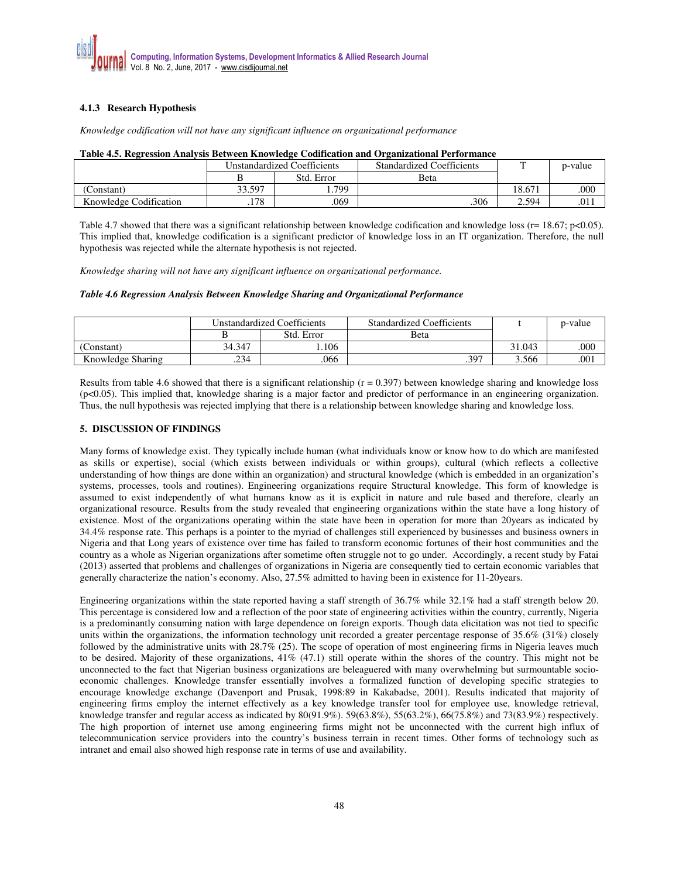### 4.1.3 Research Hypothesis

*Knowledge codification will not have any significant influence on organizational performance*

**Table 4.5. Regression Analysis Between Knowledge Codification and Organizational Performance**

| | Unstandardized Coefficients | | Standardized Coefficients | T | p-value |
|---|---|---|---|---|---|
| | B | Std. Error | Beta | | |
| (Constant) | 33.597 | 1.799 | | 18.671 | .000 |
| Knowledge Codification | .178 | .069 | .306 | 2.594 | .011 |

Table 4.7 showed that there was a significant relationship between knowledge codification and knowledge loss (r= 18.67; p<0.05). This implied that, knowledge codification is a significant predictor of knowledge loss in an IT organization. Therefore, the null hypothesis was rejected while the alternate hypothesis is not rejected.

*Knowledge sharing will not have any significant influence on organizational performance.*

***Table 4.6 Regression Analysis Between Knowledge Sharing and Organizational Performance***

| | Unstandardized Coefficients | | Standardized Coefficients | t | p-value |
|---|---|---|---|---|---|
| | B | Std. Error | Beta | | |
| (Constant) | 34.347 | 1.106 | | 31.043 | .000 |
| Knowledge Sharing | .234 | .066 | .397 | 3.566 | .001 |

Results from table 4.6 showed that there is a significant relationship (r = 0.397) between knowledge sharing and knowledge loss (p<0.05). This implied that, knowledge sharing is a major factor and predictor of performance in an engineering organization. Thus, the null hypothesis was rejected implying that there is a relationship between knowledge sharing and knowledge loss.

## 5. DISCUSSION OF FINDINGS

Many forms of knowledge exist. They typically include human (what individuals know or know how to do which are manifested as skills or expertise), social (which exists between individuals or within groups), cultural (which reflects a collective understanding of how things are done within an organization) and structural knowledge (which is embedded in an organization's systems, processes, tools and routines). Engineering organizations require Structural knowledge. This form of knowledge is assumed to exist independently of what humans know as it is explicit in nature and rule based and therefore, clearly an organizational resource. Results from the study revealed that engineering organizations within the state have a long history of existence. Most of the organizations operating within the state have been in operation for more than 20years as indicated by 34.4% response rate. This perhaps is a pointer to the myriad of challenges still experienced by businesses and business owners in Nigeria and that Long years of existence over time has failed to transform economic fortunes of their host communities and the country as a whole as Nigerian organizations after sometime often struggle not to go under. Accordingly, a recent study by Fatai (2013) asserted that problems and challenges of organizations in Nigeria are consequently tied to certain economic variables that generally characterize the nation's economy. Also, 27.5% admitted to having been in existence for 11-20years.

Engineering organizations within the state reported having a staff strength of 36.7% while 32.1% had a staff strength below 20. This percentage is considered low and a reflection of the poor state of engineering activities within the country, currently, Nigeria is a predominantly consuming nation with large dependence on foreign exports. Though data elicitation was not tied to specific units within the organizations, the information technology unit recorded a greater percentage response of 35.6% (31%) closely followed by the administrative units with 28.7% (25). The scope of operation of most engineering firms in Nigeria leaves much to be desired. Majority of these organizations, 41% (47.1) still operate within the shores of the country. This might not be unconnected to the fact that Nigerian business organizations are beleaguered with many overwhelming but surmountable socio-economic challenges. Knowledge transfer essentially involves a formalized function of developing specific strategies to encourage knowledge exchange (Davenport and Prusak, 1998:89 in Kakabadse, 2001). Results indicated that majority of engineering firms employ the internet effectively as a key knowledge transfer tool for employee use, knowledge retrieval, knowledge transfer and regular access as indicated by 80(91.9%). 59(63.8%), 55(63.2%), 66(75.8%) and 73(83.9%) respectively. The high proportion of internet use among engineering firms might not be unconnected with the current high influx of telecommunication service providers into the country's business terrain in recent times. Other forms of technology such as intranet and email also showed high response rate in terms of use and availability.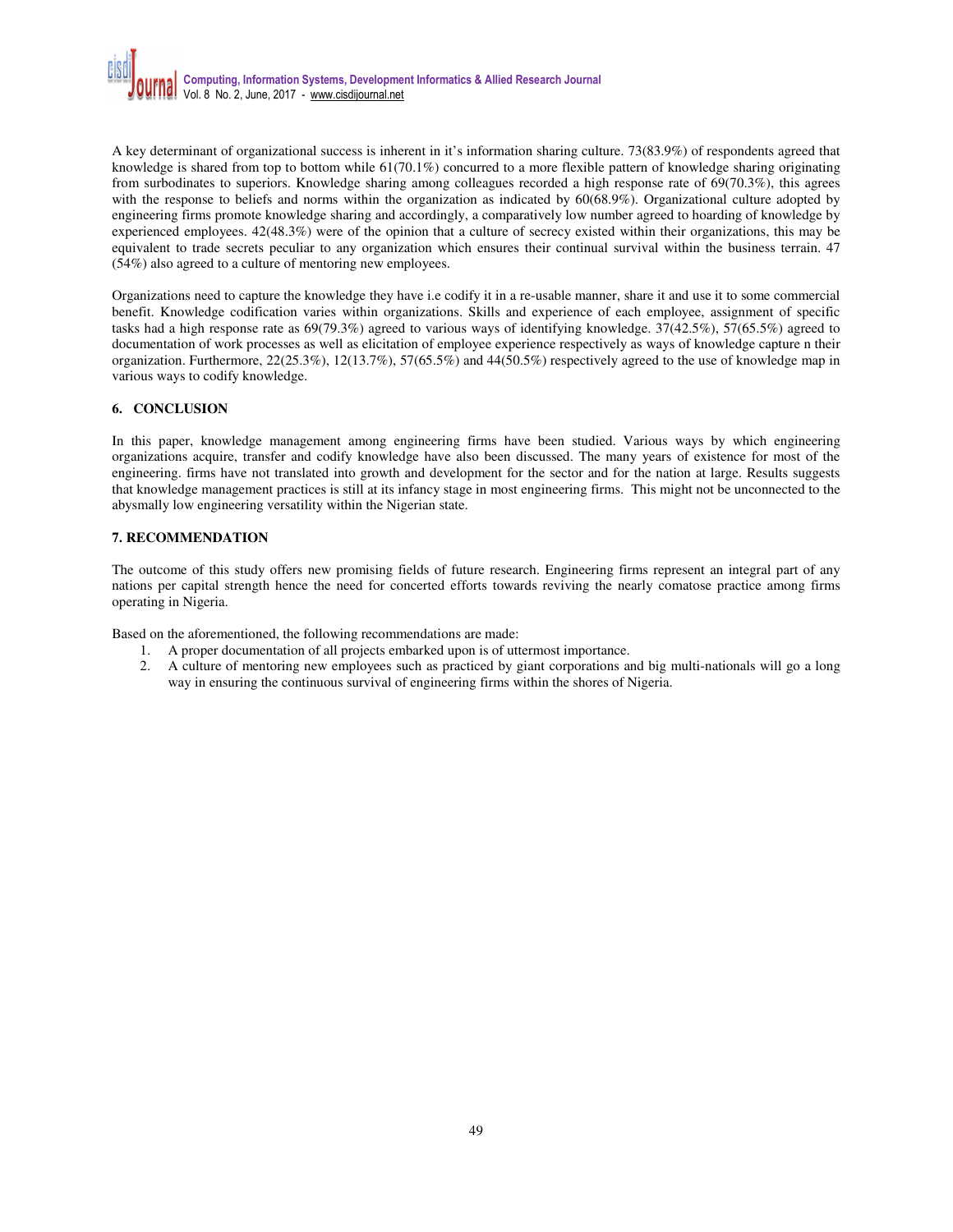A key determinant of organizational success is inherent in it's information sharing culture. 73(83.9%) of respondents agreed that knowledge is shared from top to bottom while 61(70.1%) concurred to a more flexible pattern of knowledge sharing originating from surbodinates to superiors. Knowledge sharing among colleagues recorded a high response rate of 69(70.3%), this agrees with the response to beliefs and norms within the organization as indicated by 60(68.9%). Organizational culture adopted by engineering firms promote knowledge sharing and accordingly, a comparatively low number agreed to hoarding of knowledge by experienced employees. 42(48.3%) were of the opinion that a culture of secrecy existed within their organizations, this may be equivalent to trade secrets peculiar to any organization which ensures their continual survival within the business terrain. 47 (54%) also agreed to a culture of mentoring new employees.

Organizations need to capture the knowledge they have i.e codify it in a re-usable manner, share it and use it to some commercial benefit. Knowledge codification varies within organizations. Skills and experience of each employee, assignment of specific tasks had a high response rate as 69(79.3%) agreed to various ways of identifying knowledge. 37(42.5%), 57(65.5%) agreed to documentation of work processes as well as elicitation of employee experience respectively as ways of knowledge capture n their organization. Furthermore, 22(25.3%), 12(13.7%), 57(65.5%) and 44(50.5%) respectively agreed to the use of knowledge map in various ways to codify knowledge.

### 6. CONCLUSION

In this paper, knowledge management among engineering firms have been studied. Various ways by which engineering organizations acquire, transfer and codify knowledge have also been discussed. The many years of existence for most of the engineering. firms have not translated into growth and development for the sector and for the nation at large. Results suggests that knowledge management practices is still at its infancy stage in most engineering firms. This might not be unconnected to the abysmally low engineering versatility within the Nigerian state.

### 7. RECOMMENDATION

The outcome of this study offers new promising fields of future research. Engineering firms represent an integral part of any nations per capital strength hence the need for concerted efforts towards reviving the nearly comatose practice among firms operating in Nigeria.

Based on the aforementioned, the following recommendations are made:

1. A proper documentation of all projects embarked upon is of uttermost importance.
2. A culture of mentoring new employees such as practiced by giant corporations and big multi-nationals will go a long way in ensuring the continuous survival of engineering firms within the shores of Nigeria.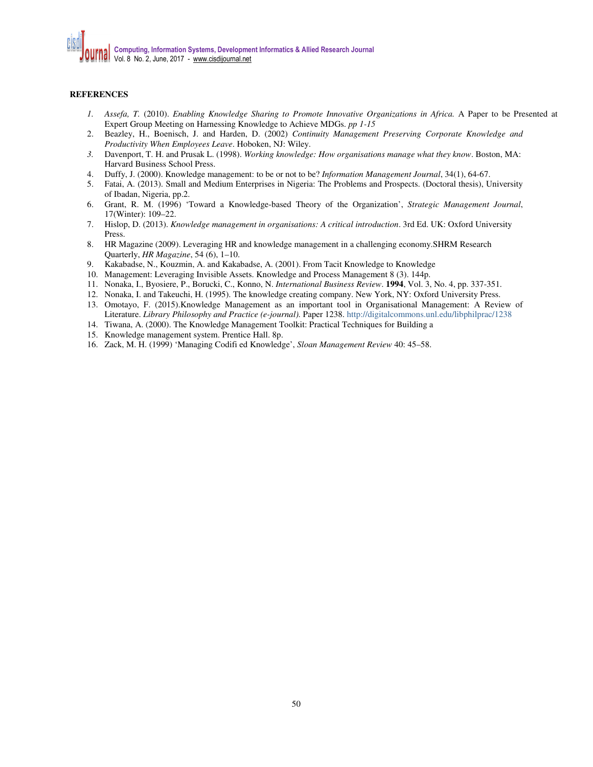**REFERENCES**

1. *Assefa, T.* (2010). *Enabling Knowledge Sharing to Promote Innovative Organizations in Africa.* A Paper to be Presented at Expert Group Meeting on Harnessing Knowledge to Achieve MDGs. *pp 1-15*
2. Beazley, H., Boenisch, J. and Harden, D. (2002) *Continuity Management Preserving Corporate Knowledge and Productivity When Employees Leave*. Hoboken, NJ: Wiley.
3. Davenport, T. H. and Prusak L. (1998). *Working knowledge: How organisations manage what they know*. Boston, MA: Harvard Business School Press.
4. Duffy, J. (2000). Knowledge management: to be or not to be? *Information Management Journal*, 34(1), 64-67.
5. Fatai, A. (2013). Small and Medium Enterprises in Nigeria: The Problems and Prospects. (Doctoral thesis), University of Ibadan, Nigeria, pp.2.
6. Grant, R. M. (1996) 'Toward a Knowledge-based Theory of the Organization', *Strategic Management Journal*, 17(Winter): 109–22.
7. Hislop, D. (2013). *Knowledge management in organisations: A critical introduction*. 3rd Ed. UK: Oxford University Press.
8. HR Magazine (2009). Leveraging HR and knowledge management in a challenging economy.SHRM Research Quarterly, *HR Magazine*, 54 (6), 1–10.
9. Kakabadse, N., Kouzmin, A. and Kakabadse, A. (2001). From Tacit Knowledge to Knowledge
10. Management: Leveraging Invisible Assets. Knowledge and Process Management 8 (3). 144p.
11. Nonaka, I., Byosiere, P., Borucki, C., Konno, N. *International Business Review*. **1994**, Vol. 3, No. 4, pp. 337-351.
12. Nonaka, I. and Takeuchi, H. (1995). The knowledge creating company. New York, NY: Oxford University Press.
13. Omotayo, F. (2015).Knowledge Management as an important tool in Organisational Management: A Review of Literature. *Library Philosophy and Practice (e-journal).* Paper 1238. http://digitalcommons.unl.edu/libphilprac/1238
14. Tiwana, A. (2000). The Knowledge Management Toolkit: Practical Techniques for Building a
15. Knowledge management system. Prentice Hall. 8p.
16. Zack, M. H. (1999) 'Managing Codifi ed Knowledge', *Sloan Management Review* 40: 45–58.